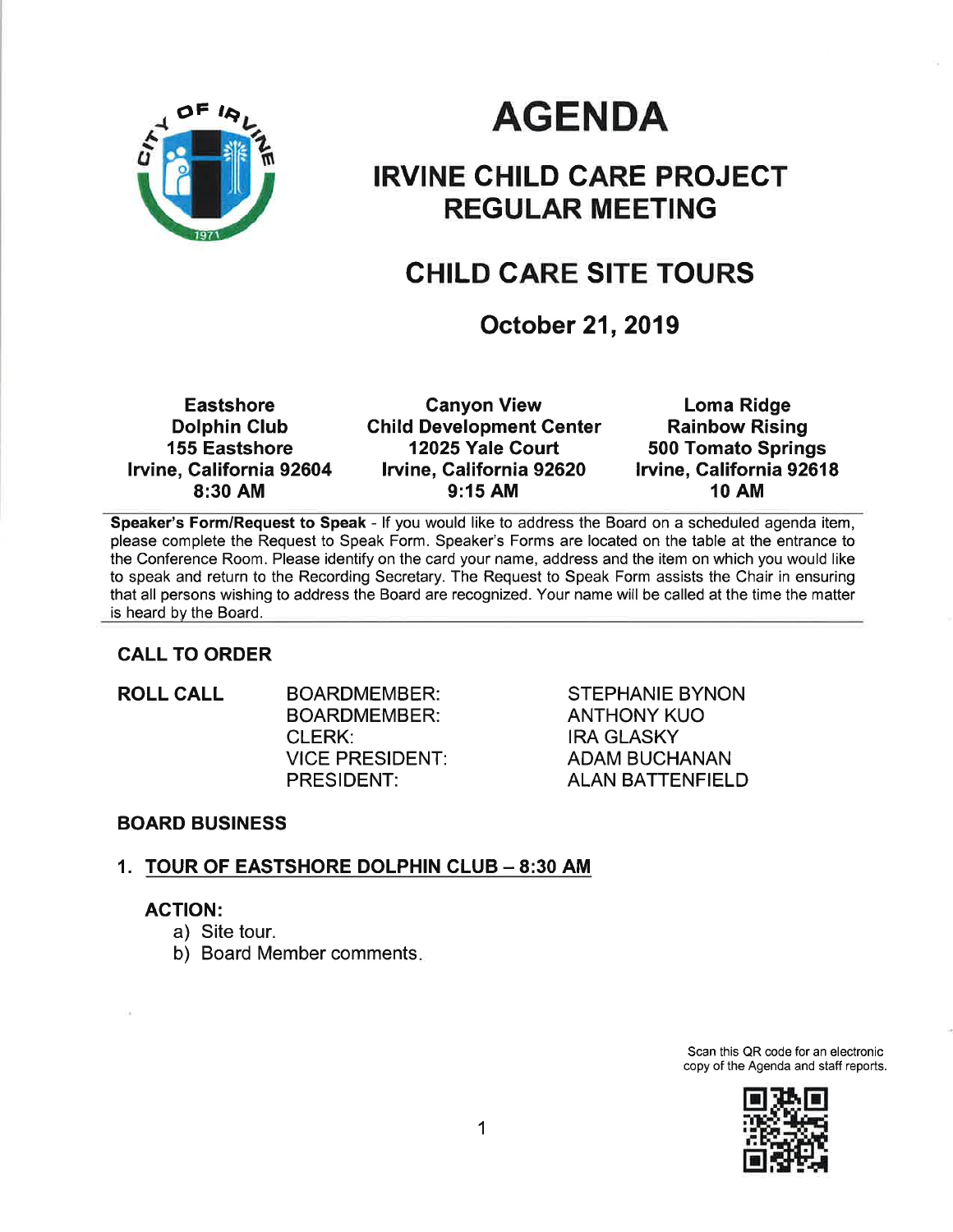# AGENDA

## IRVINE CHILD CARE PROJECT REGULAR MEETING

## CHILD CARE SITE TOURS

### October 21, 2019

| Eastshore | Canyon View | Loma Ridge |
|---|---|---|
| Dolphin Club | Child Development Center | Rainbow Rising |
| 155 Eastshore | 12025 Yale Court | 500 Tomato Springs |
| Irvine, California 92604 | Irvine, California 92620 | Irvine, California 92618 |
| 8:30 AM | 9:15 AM | 10 AM |

**Speaker's Form/Request to Speak** - If you would like to address the Board on a scheduled agenda item, please complete the Request to Speak Form. Speaker's Forms are located on the table at the entrance to the Conference Room. Please identify on the card your name, address and the item on which you would like to speak and return to the Recording Secretary. The Request to Speak Form assists the Chair in ensuring that all persons wishing to address the Board are recognized. Your name will be called at the time the matter is heard by the Board.

**CALL TO ORDER**

**ROLL CALL**

| | |
|---|---|
| BOARDMEMBER: | STEPHANIE BYNON |
| BOARDMEMBER: | ANTHONY KUO |
| CLERK: | IRA GLASKY |
| VICE PRESIDENT: | ADAM BUCHANAN |
| PRESIDENT: | ALAN BATTENFIELD |

**BOARD BUSINESS**

1. **TOUR OF EASTSHORE DOLPHIN CLUB – 8:30 AM**

   **ACTION:**
   a) Site tour.
   b) Board Member comments.

Scan this QR code for an electronic copy of the Agenda and staff reports.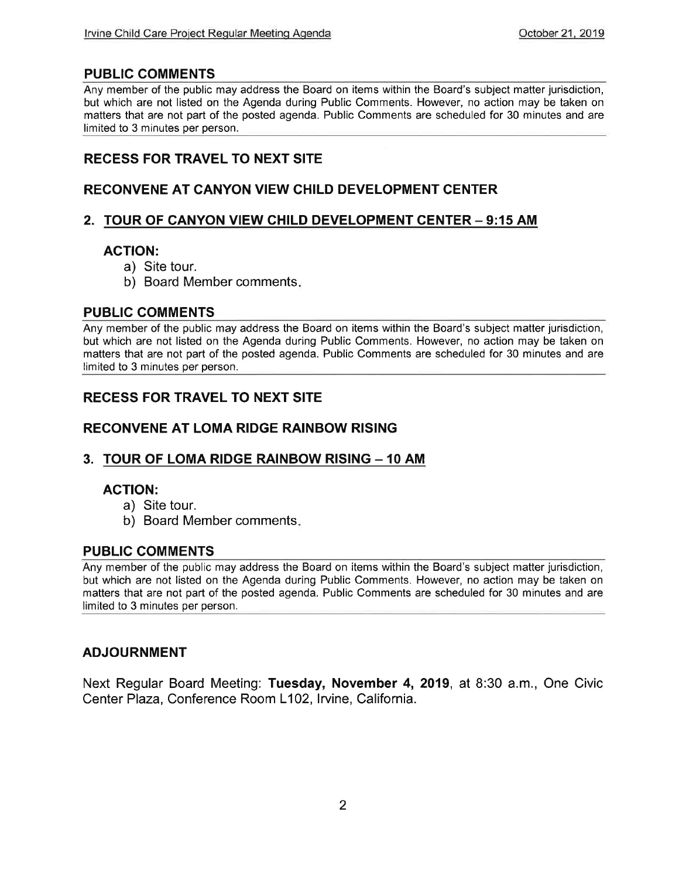## PUBLIC COMMENTS

Any member of the public may address the Board on items within the Board's subject matter jurisdiction, but which are not listed on the Agenda during Public Comments. However, no action may be taken on matters that are not part of the posted agenda. Public Comments are scheduled for 30 minutes and are limited to 3 minutes per person.

## RECESS FOR TRAVEL TO NEXT SITE

## RECONVENE AT CANYON VIEW CHILD DEVELOPMENT CENTER

## 2. TOUR OF CANYON VIEW CHILD DEVELOPMENT CENTER – 9:15 AM

### ACTION:

a) Site tour.
b) Board Member comments.

## PUBLIC COMMENTS

Any member of the public may address the Board on items within the Board's subject matter jurisdiction, but which are not listed on the Agenda during Public Comments. However, no action may be taken on matters that are not part of the posted agenda. Public Comments are scheduled for 30 minutes and are limited to 3 minutes per person.

## RECESS FOR TRAVEL TO NEXT SITE

## RECONVENE AT LOMA RIDGE RAINBOW RISING

## 3. TOUR OF LOMA RIDGE RAINBOW RISING – 10 AM

### ACTION:

a) Site tour.
b) Board Member comments.

## PUBLIC COMMENTS

Any member of the public may address the Board on items within the Board's subject matter jurisdiction, but which are not listed on the Agenda during Public Comments. However, no action may be taken on matters that are not part of the posted agenda. Public Comments are scheduled for 30 minutes and are limited to 3 minutes per person.

## ADJOURNMENT

Next Regular Board Meeting: **Tuesday, November 4, 2019**, at 8:30 a.m., One Civic Center Plaza, Conference Room L102, Irvine, California.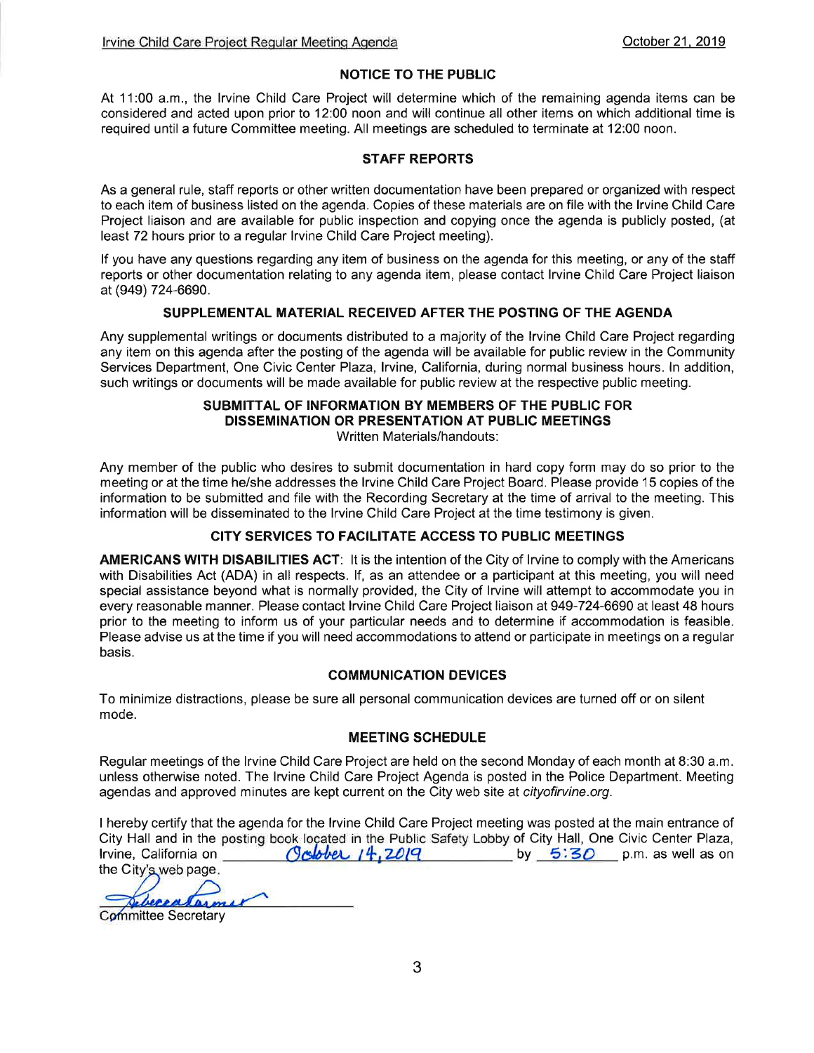## NOTICE TO THE PUBLIC

At 11:00 a.m., the Irvine Child Care Project will determine which of the remaining agenda items can be considered and acted upon prior to 12:00 noon and will continue all other items on which additional time is required until a future Committee meeting. All meetings are scheduled to terminate at 12:00 noon.

## STAFF REPORTS

As a general rule, staff reports or other written documentation have been prepared or organized with respect to each item of business listed on the agenda. Copies of these materials are on file with the Irvine Child Care Project liaison and are available for public inspection and copying once the agenda is publicly posted, (at least 72 hours prior to a regular Irvine Child Care Project meeting).

If you have any questions regarding any item of business on the agenda for this meeting, or any of the staff reports or other documentation relating to any agenda item, please contact Irvine Child Care Project liaison at (949) 724-6690.

## SUPPLEMENTAL MATERIAL RECEIVED AFTER THE POSTING OF THE AGENDA

Any supplemental writings or documents distributed to a majority of the Irvine Child Care Project regarding any item on this agenda after the posting of the agenda will be available for public review in the Community Services Department, One Civic Center Plaza, Irvine, California, during normal business hours. In addition, such writings or documents will be made available for public review at the respective public meeting.

## SUBMITTAL OF INFORMATION BY MEMBERS OF THE PUBLIC FOR DISSEMINATION OR PRESENTATION AT PUBLIC MEETINGS

Written Materials/handouts:

Any member of the public who desires to submit documentation in hard copy form may do so prior to the meeting or at the time he/she addresses the Irvine Child Care Project Board. Please provide 15 copies of the information to be submitted and file with the Recording Secretary at the time of arrival to the meeting. This information will be disseminated to the Irvine Child Care Project at the time testimony is given.

## CITY SERVICES TO FACILITATE ACCESS TO PUBLIC MEETINGS

**AMERICANS WITH DISABILITIES ACT**: It is the intention of the City of Irvine to comply with the Americans with Disabilities Act (ADA) in all respects. If, as an attendee or a participant at this meeting, you will need special assistance beyond what is normally provided, the City of Irvine will attempt to accommodate you in every reasonable manner. Please contact Irvine Child Care Project liaison at 949-724-6690 at least 48 hours prior to the meeting to inform us of your particular needs and to determine if accommodation is feasible. Please advise us at the time if you will need accommodations to attend or participate in meetings on a regular basis.

## COMMUNICATION DEVICES

To minimize distractions, please be sure all personal communication devices are turned off or on silent mode.

## MEETING SCHEDULE

Regular meetings of the Irvine Child Care Project are held on the second Monday of each month at 8:30 a.m. unless otherwise noted. The Irvine Child Care Project Agenda is posted in the Police Department. Meeting agendas and approved minutes are kept current on the City web site at *cityofirvine.org*.

I hereby certify that the agenda for the Irvine Child Care Project meeting was posted at the main entrance of City Hall and in the posting book located in the Public Safety Lobby of City Hall, One Civic Center Plaza, Irvine, California on October 14, 2019 by 5:30 p.m. as well as on the City's web page.

Rebecca Farmer

Committee Secretary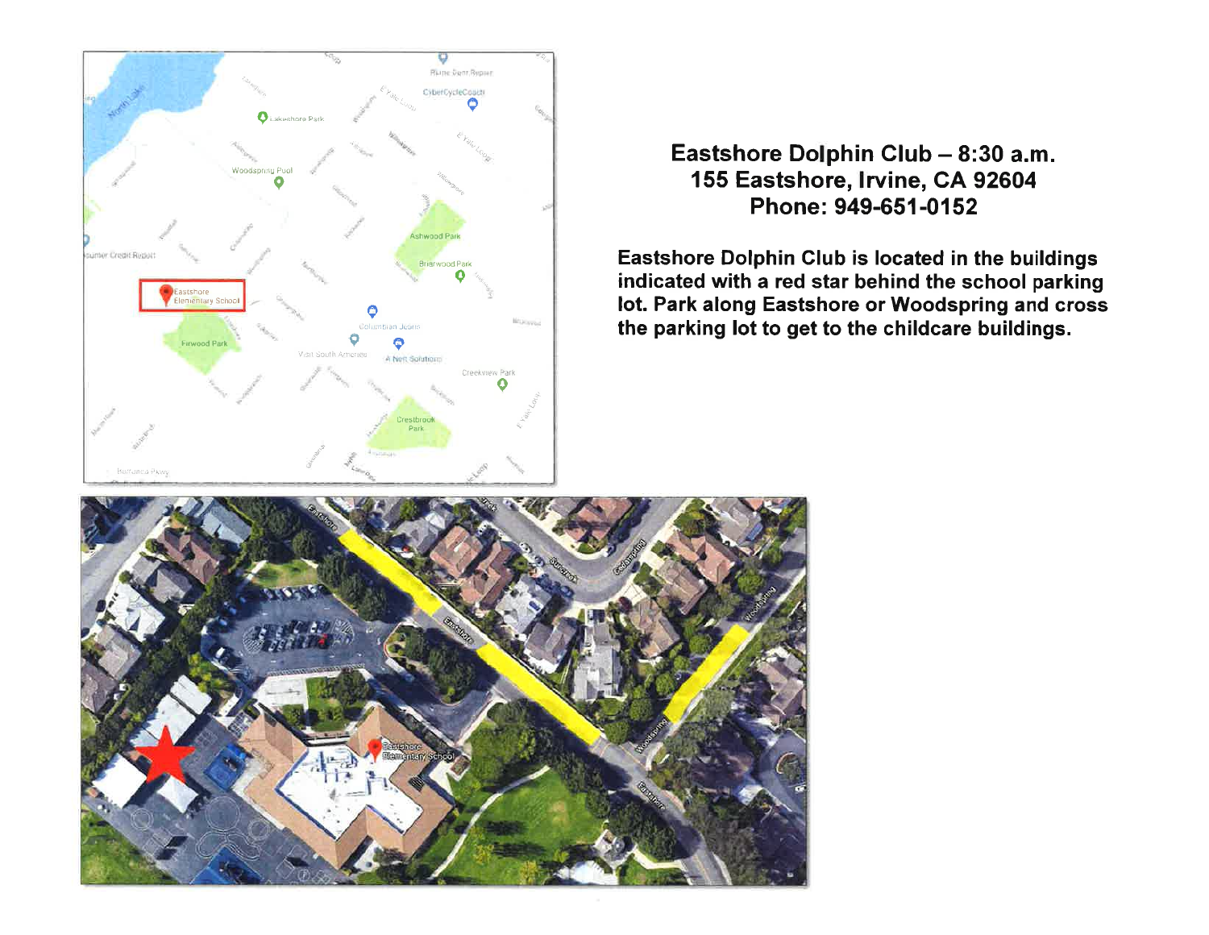**Eastshore Dolphin Club – 8:30 a.m.**
**155 Eastshore, Irvine, CA 92604**
**Phone: 949-651-0152**

**Eastshore Dolphin Club is located in the buildings indicated with a red star behind the school parking lot. Park along Eastshore or Woodspring and cross the parking lot to get to the childcare buildings.**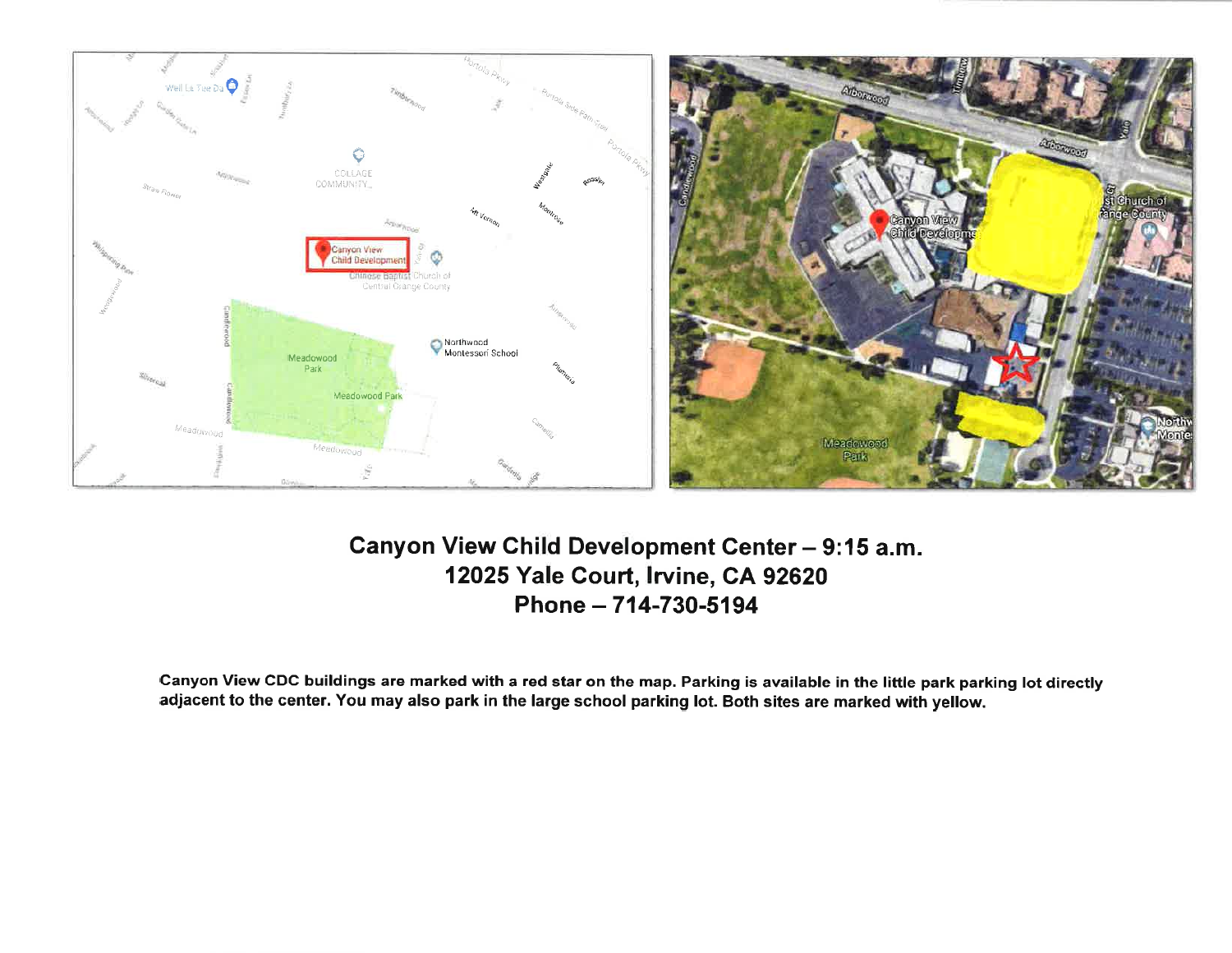**Canyon View Child Development Center – 9:15 a.m.**
**12025 Yale Court, Irvine, CA 92620**
**Phone – 714-730-5194**

**Canyon View CDC buildings are marked with a red star on the map. Parking is available in the little park parking lot directly adjacent to the center. You may also park in the large school parking lot. Both sites are marked with yellow.**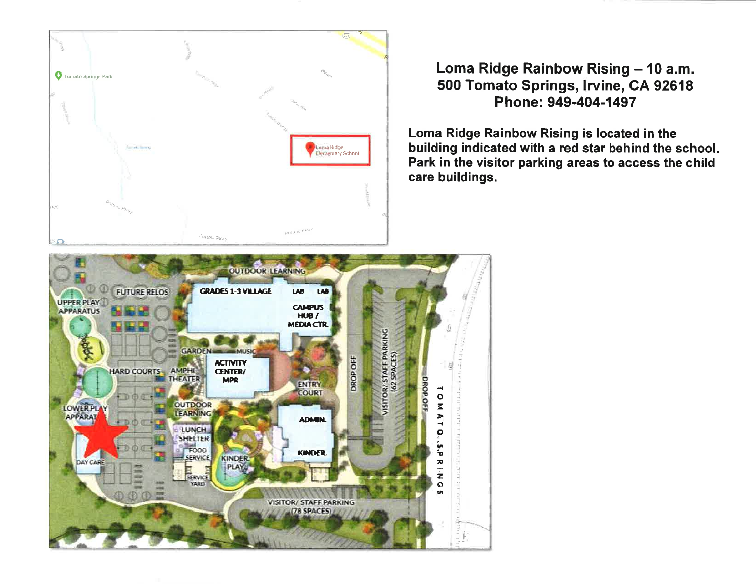**Loma Ridge Rainbow Rising – 10 a.m.**
**500 Tomato Springs, Irvine, CA 92618**
**Phone: 949-404-1497**

**Loma Ridge Rainbow Rising is located in the building indicated with a red star behind the school. Park in the visitor parking areas to access the child care buildings.**

Tomato Springs Park

Loma Ridge Elementary School

Portola Pkwy

OUTDOOR LEARNING

FUTURE RELOS

GRADES 1-3 VILLAGE

LAB

LAB

CAMPUS HUB / MEDIA CTR.

UPPER PLAY APPARATUS

GARDEN

MUSIC

ACTIVITY CENTER/ MPR

HARD COURTS

AMPHI-THEATER

ENTRY COURT

DROP OFF

VISITOR/ STAFF PARKING (62 SPACES)

DROP OFF

TOMATO SPRINGS

LOWER PLAY APPARATUS

OUTDOOR LEARNING

ADMIN.

LUNCH SHELTER

FOOD SERVICE

DAY CARE

KINDER PLAY

KINDER.

SERVICE YARD

VISITOR/ STAFF PARKING (78 SPACES)